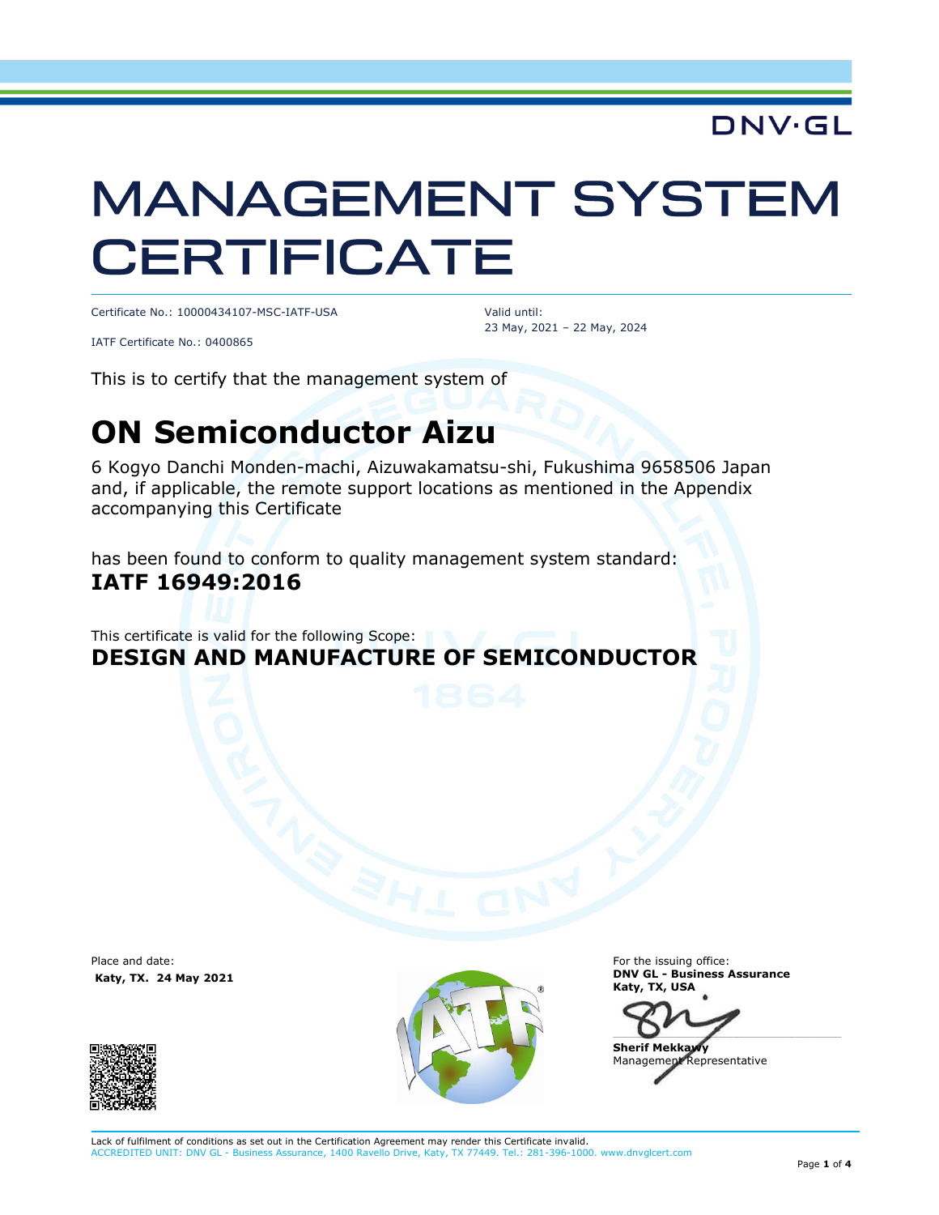DNV·GL

# MANAGEMENT SYSTEM CERTIFICATE

Certificate No.: 10000434107-MSC-IATF-USA

IATF Certificate No.: 0400865

Valid until:
23 May, 2021 – 22 May, 2024

This is to certify that the management system of

## ON Semiconductor Aizu

6 Kogyo Danchi Monden-machi, Aizuwakamatsu-shi, Fukushima 9658506 Japan and, if applicable, the remote support locations as mentioned in the Appendix accompanying this Certificate

has been found to conform to quality management system standard:
**IATF 16949:2016**

This certificate is valid for the following Scope:
**DESIGN AND MANUFACTURE OF SEMICONDUCTOR**

Place and date:
**Katy, TX. 24 May 2021**

For the issuing office:
**DNV GL - Business Assurance**
**Katy, TX, USA**

**Sherif Mekkawy**
Management Representative

Lack of fulfilment of conditions as set out in the Certification Agreement may render this Certificate invalid.
ACCREDITED UNIT: DNV GL - Business Assurance, 1400 Ravello Drive, Katy, TX 77449. Tel.: 281-396-1000. www.dnvglcert.com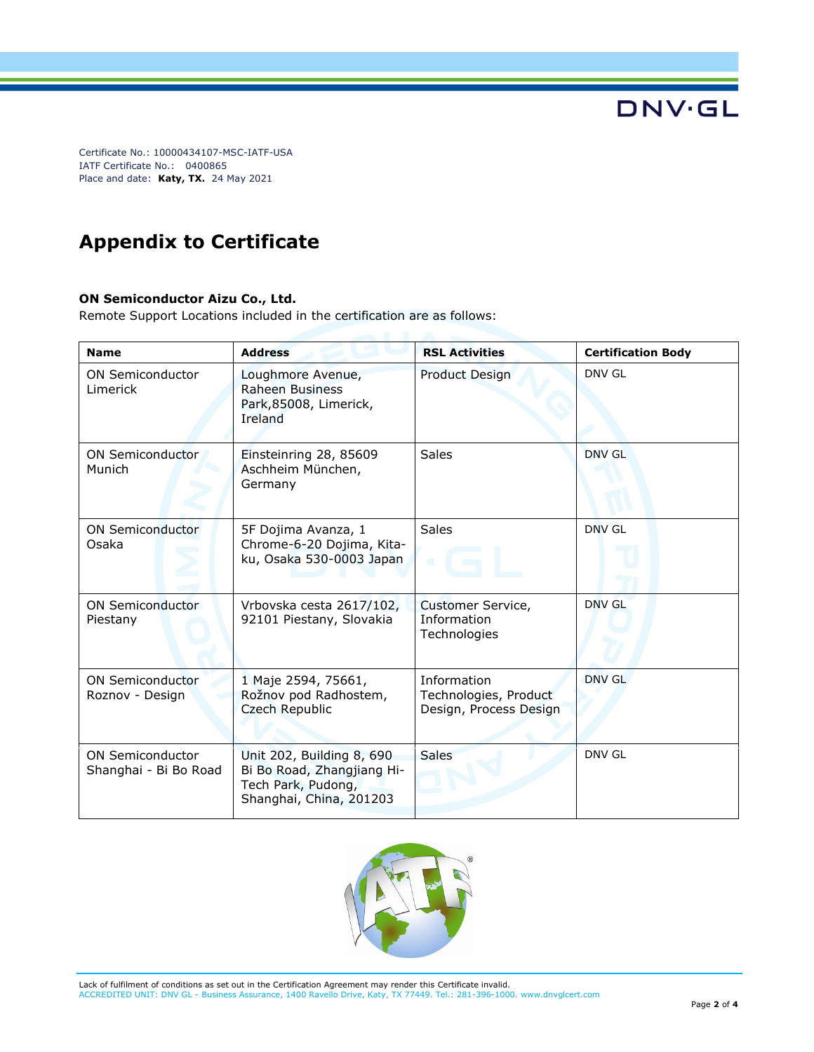Certificate No.: 10000434107-MSC-IATF-USA
IATF Certificate No.: 0400865
Place and date: **Katy, TX.** 24 May 2021

# Appendix to Certificate

**ON Semiconductor Aizu Co., Ltd.**
Remote Support Locations included in the certification are as follows:

| Name | Address | RSL Activities | Certification Body |
|---|---|---|---|
| ON Semiconductor Limerick | Loughmore Avenue, Raheen Business Park,85008, Limerick, Ireland | Product Design | DNV GL |
| ON Semiconductor Munich | Einsteinring 28, 85609 Aschheim München, Germany | Sales | DNV GL |
| ON Semiconductor Osaka | 5F Dojima Avanza, 1 Chrome-6-20 Dojima, Kita-ku, Osaka 530-0003 Japan | Sales | DNV GL |
| ON Semiconductor Piestany | Vrbovska cesta 2617/102, 92101 Piestany, Slovakia | Customer Service, Information Technologies | DNV GL |
| ON Semiconductor Roznov - Design | 1 Maje 2594, 75661, Rožnov pod Radhostem, Czech Republic | Information Technologies, Product Design, Process Design | DNV GL |
| ON Semiconductor Shanghai - Bi Bo Road | Unit 202, Building 8, 690 Bi Bo Road, Zhangjiang Hi-Tech Park, Pudong, Shanghai, China, 201203 | Sales | DNV GL |

Lack of fulfilment of conditions as set out in the Certification Agreement may render this Certificate invalid.
ACCREDITED UNIT: DNV GL - Business Assurance, 1400 Ravello Drive, Katy, TX 77449. Tel.: 281-396-1000. www.dnvglcert.com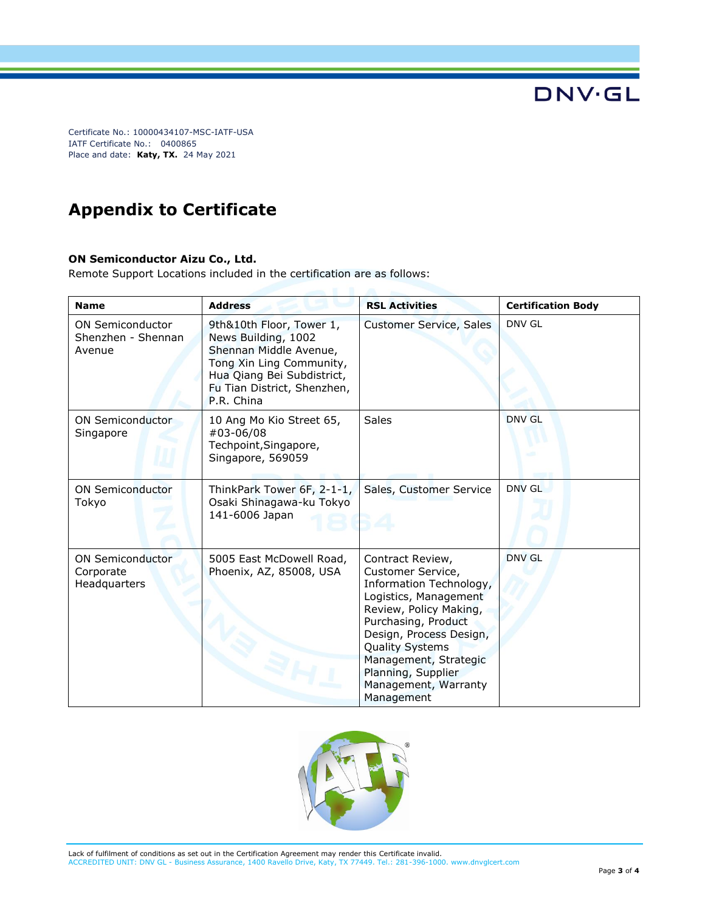Certificate No.: 10000434107-MSC-IATF-USA
IATF Certificate No.: 0400865
Place and date: **Katy, TX.** 24 May 2021

# Appendix to Certificate

**ON Semiconductor Aizu Co., Ltd.**
Remote Support Locations included in the certification are as follows:

| Name | Address | RSL Activities | Certification Body |
|---|---|---|---|
| ON Semiconductor Shenzhen - Shennan Avenue | 9th&10th Floor, Tower 1, News Building, 1002 Shennan Middle Avenue, Tong Xin Ling Community, Hua Qiang Bei Subdistrict, Fu Tian District, Shenzhen, P.R. China | Customer Service, Sales | DNV GL |
| ON Semiconductor Singapore | 10 Ang Mo Kio Street 65, #03-06/08 Techpoint,Singapore, Singapore, 569059 | Sales | DNV GL |
| ON Semiconductor Tokyo | ThinkPark Tower 6F, 2-1-1, Osaki Shinagawa-ku Tokyo 141-6006 Japan | Sales, Customer Service | DNV GL |
| ON Semiconductor Corporate Headquarters | 5005 East McDowell Road, Phoenix, AZ, 85008, USA | Contract Review, Customer Service, Information Technology, Logistics, Management Review, Policy Making, Purchasing, Product Design, Process Design, Quality Systems Management, Strategic Planning, Supplier Management, Warranty Management | DNV GL |

Lack of fulfilment of conditions as set out in the Certification Agreement may render this Certificate invalid.
ACCREDITED UNIT: DNV GL - Business Assurance, 1400 Ravello Drive, Katy, TX 77449. Tel.: 281-396-1000. www.dnvglcert.com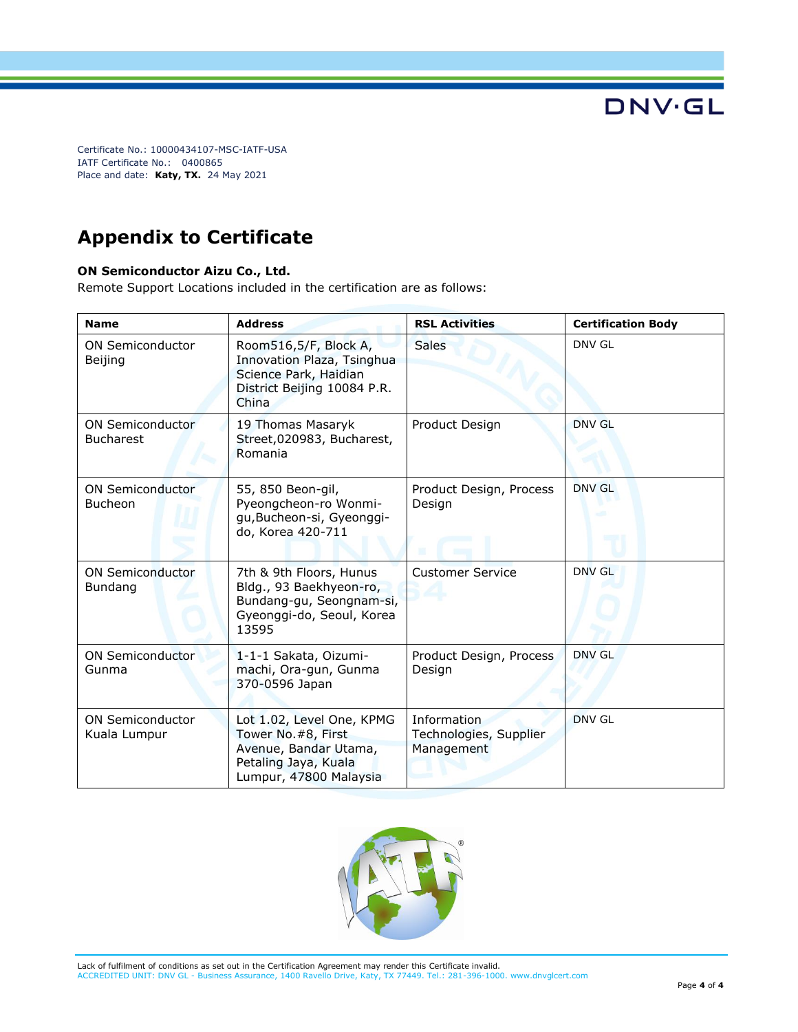Certificate No.: 10000434107-MSC-IATF-USA
IATF Certificate No.: 0400865
Place and date: **Katy, TX.** 24 May 2021

# Appendix to Certificate

**ON Semiconductor Aizu Co., Ltd.**
Remote Support Locations included in the certification are as follows:

| Name | Address | RSL Activities | Certification Body |
|---|---|---|---|
| ON Semiconductor Beijing | Room516,5/F, Block A, Innovation Plaza, Tsinghua Science Park, Haidian District Beijing 10084 P.R. China | Sales | DNV GL |
| ON Semiconductor Bucharest | 19 Thomas Masaryk Street,020983, Bucharest, Romania | Product Design | DNV GL |
| ON Semiconductor Bucheon | 55, 850 Beon-gil, Pyeongcheon-ro Wonmi-gu,Bucheon-si, Gyeonggi-do, Korea 420-711 | Product Design, Process Design | DNV GL |
| ON Semiconductor Bundang | 7th & 9th Floors, Hunus Bldg., 93 Baekhyeon-ro, Bundang-gu, Seongnam-si, Gyeonggi-do, Seoul, Korea 13595 | Customer Service | DNV GL |
| ON Semiconductor Gunma | 1-1-1 Sakata, Oizumi-machi, Ora-gun, Gunma 370-0596 Japan | Product Design, Process Design | DNV GL |
| ON Semiconductor Kuala Lumpur | Lot 1.02, Level One, KPMG Tower No.#8, First Avenue, Bandar Utama, Petaling Jaya, Kuala Lumpur, 47800 Malaysia | Information Technologies, Supplier Management | DNV GL |

Lack of fulfilment of conditions as set out in the Certification Agreement may render this Certificate invalid.
ACCREDITED UNIT: DNV GL - Business Assurance, 1400 Ravello Drive, Katy, TX 77449. Tel.: 281-396-1000. www.dnvglcert.com